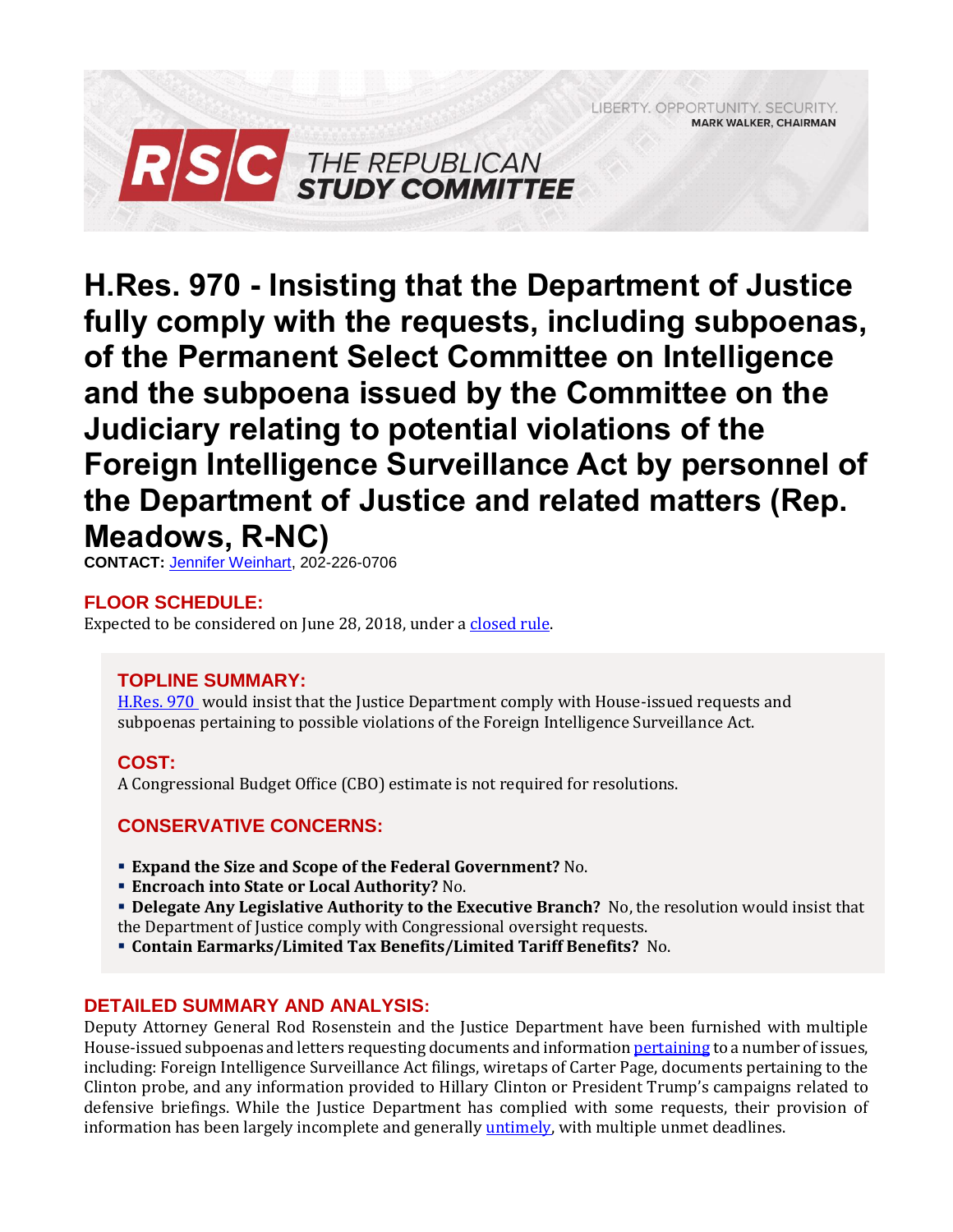LIBERTY. OPPORTUNITY. SECURITY.
**MARK WALKER, CHAIRMAN**

**RSC THE REPUBLICAN STUDY COMMITTEE**

# H.Res. 970 - Insisting that the Department of Justice fully comply with the requests, including subpoenas, of the Permanent Select Committee on Intelligence and the subpoena issued by the Committee on the Judiciary relating to potential violations of the Foreign Intelligence Surveillance Act by personnel of the Department of Justice and related matters (Rep. Meadows, R-NC)

**CONTACT:** Jennifer Weinhart, 202-226-0706

## FLOOR SCHEDULE:

Expected to be considered on June 28, 2018, under a closed rule.

## TOPLINE SUMMARY:

H.Res. 970 would insist that the Justice Department comply with House-issued requests and subpoenas pertaining to possible violations of the Foreign Intelligence Surveillance Act.

## COST:

A Congressional Budget Office (CBO) estimate is not required for resolutions.

## CONSERVATIVE CONCERNS:

- **Expand the Size and Scope of the Federal Government?** No.
- **Encroach into State or Local Authority?** No.
- **Delegate Any Legislative Authority to the Executive Branch?** No, the resolution would insist that the Department of Justice comply with Congressional oversight requests.
- **Contain Earmarks/Limited Tax Benefits/Limited Tariff Benefits?** No.

## DETAILED SUMMARY AND ANALYSIS:

Deputy Attorney General Rod Rosenstein and the Justice Department have been furnished with multiple House-issued subpoenas and letters requesting documents and information pertaining to a number of issues, including: Foreign Intelligence Surveillance Act filings, wiretaps of Carter Page, documents pertaining to the Clinton probe, and any information provided to Hillary Clinton or President Trump's campaigns related to defensive briefings. While the Justice Department has complied with some requests, their provision of information has been largely incomplete and generally untimely, with multiple unmet deadlines.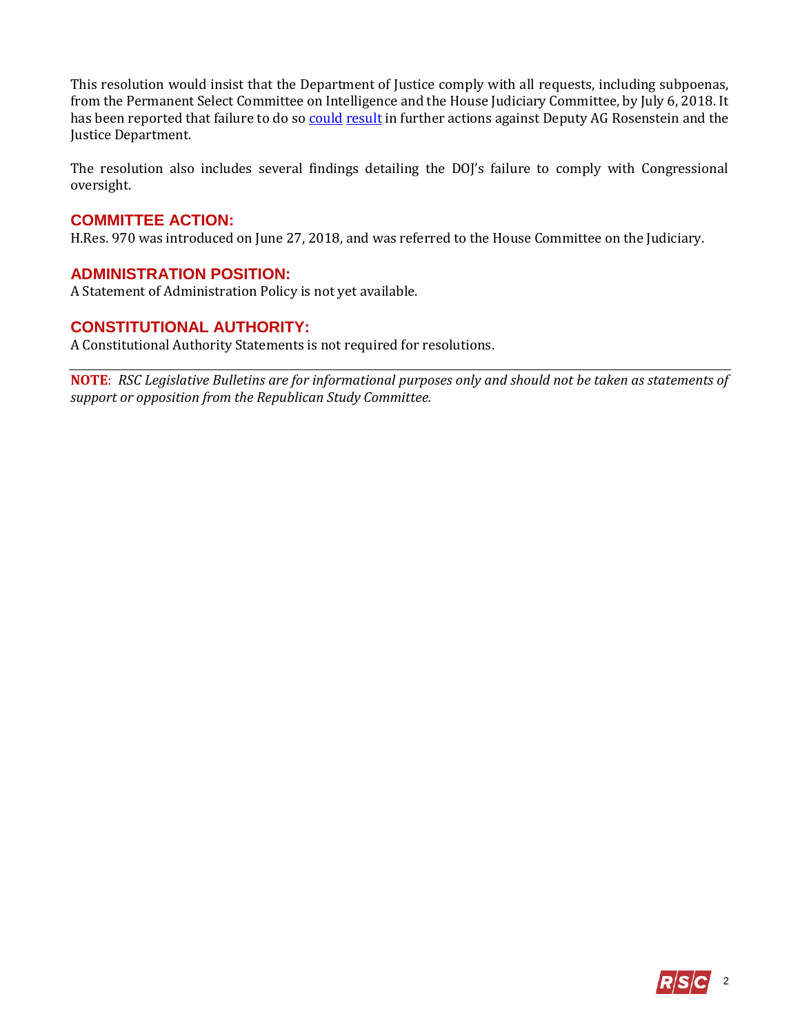This resolution would insist that the Department of Justice comply with all requests, including subpoenas, from the Permanent Select Committee on Intelligence and the House Judiciary Committee, by July 6, 2018. It has been reported that failure to do so could result in further actions against Deputy AG Rosenstein and the Justice Department.

The resolution also includes several findings detailing the DOJ's failure to comply with Congressional oversight.

## COMMITTEE ACTION:

H.Res. 970 was introduced on June 27, 2018, and was referred to the House Committee on the Judiciary.

## ADMINISTRATION POSITION:

A Statement of Administration Policy is not yet available.

## CONSTITUTIONAL AUTHORITY:

A Constitutional Authority Statements is not required for resolutions.

---

**NOTE**: *RSC Legislative Bulletins are for informational purposes only and should not be taken as statements of support or opposition from the Republican Study Committee.*